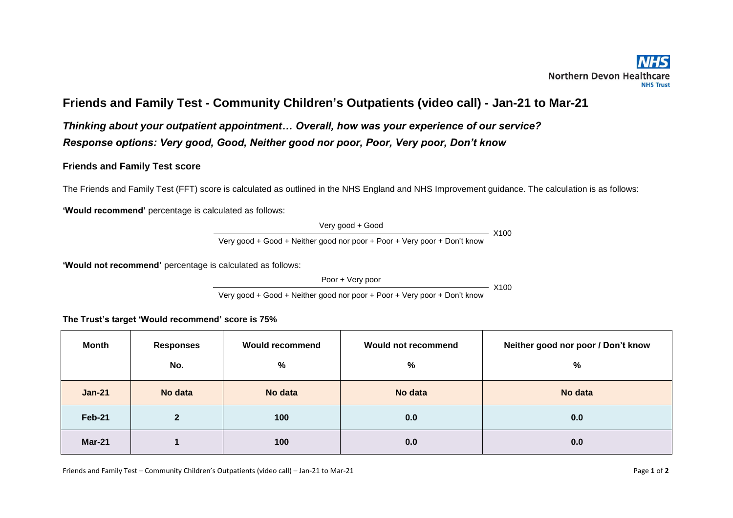# Friends and Family Test - Community Children's Outpatients (video call) - Jan-21 to Mar-21

***Thinking about your outpatient appointment… Overall, how was your experience of our service?***

***Response options: Very good, Good, Neither good nor poor, Poor, Very poor, Don't know***

## Friends and Family Test score

The Friends and Family Test (FFT) score is calculated as outlined in the NHS England and NHS Improvement guidance. The calculation is as follows:

**'Would recommend'** percentage is calculated as follows:

$$\frac{\text{Very good + Good}}{\text{Very good + Good + Neither good nor poor + Poor + Very poor + Don't know}} \times 100$$

**'Would not recommend'** percentage is calculated as follows:

$$\frac{\text{Poor + Very poor}}{\text{Very good + Good + Neither good nor poor + Poor + Very poor + Don't know}} \times 100$$

**The Trust's target 'Would recommend' score is 75%**

| Month | Responses No. | Would recommend % | Would not recommend % | Neither good nor poor / Don't know % |
|---|---|---|---|---|
| **Jan-21** | **No data** | **No data** | **No data** | **No data** |
| **Feb-21** | **2** | **100** | **0.0** | **0.0** |
| **Mar-21** | **1** | **100** | **0.0** | **0.0** |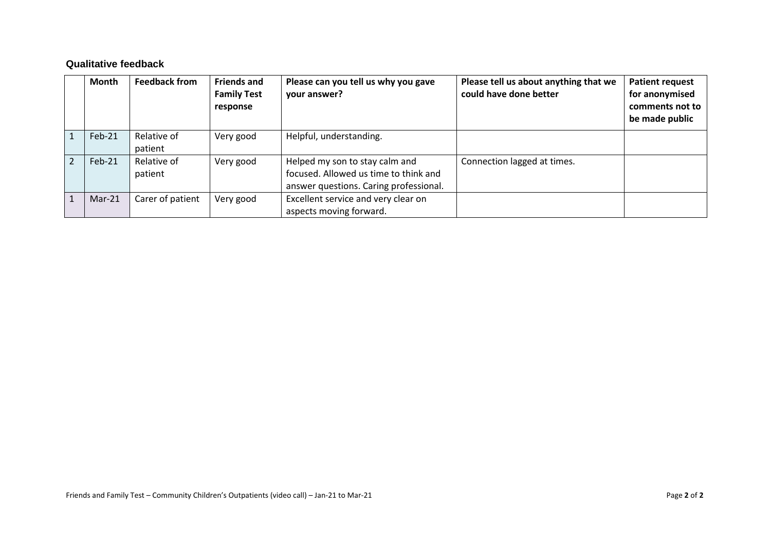### Qualitative feedback

| | Month | Feedback from | Friends and Family Test response | Please can you tell us why you gave your answer? | Please tell us about anything that we could have done better | Patient request for anonymised comments not to be made public |
|---|---|---|---|---|---|---|
| 1 | Feb-21 | Relative of patient | Very good | Helpful, understanding. | | |
| 2 | Feb-21 | Relative of patient | Very good | Helped my son to stay calm and focused. Allowed us time to think and answer questions. Caring professional. | Connection lagged at times. | |
| 1 | Mar-21 | Carer of patient | Very good | Excellent service and very clear on aspects moving forward. | | |